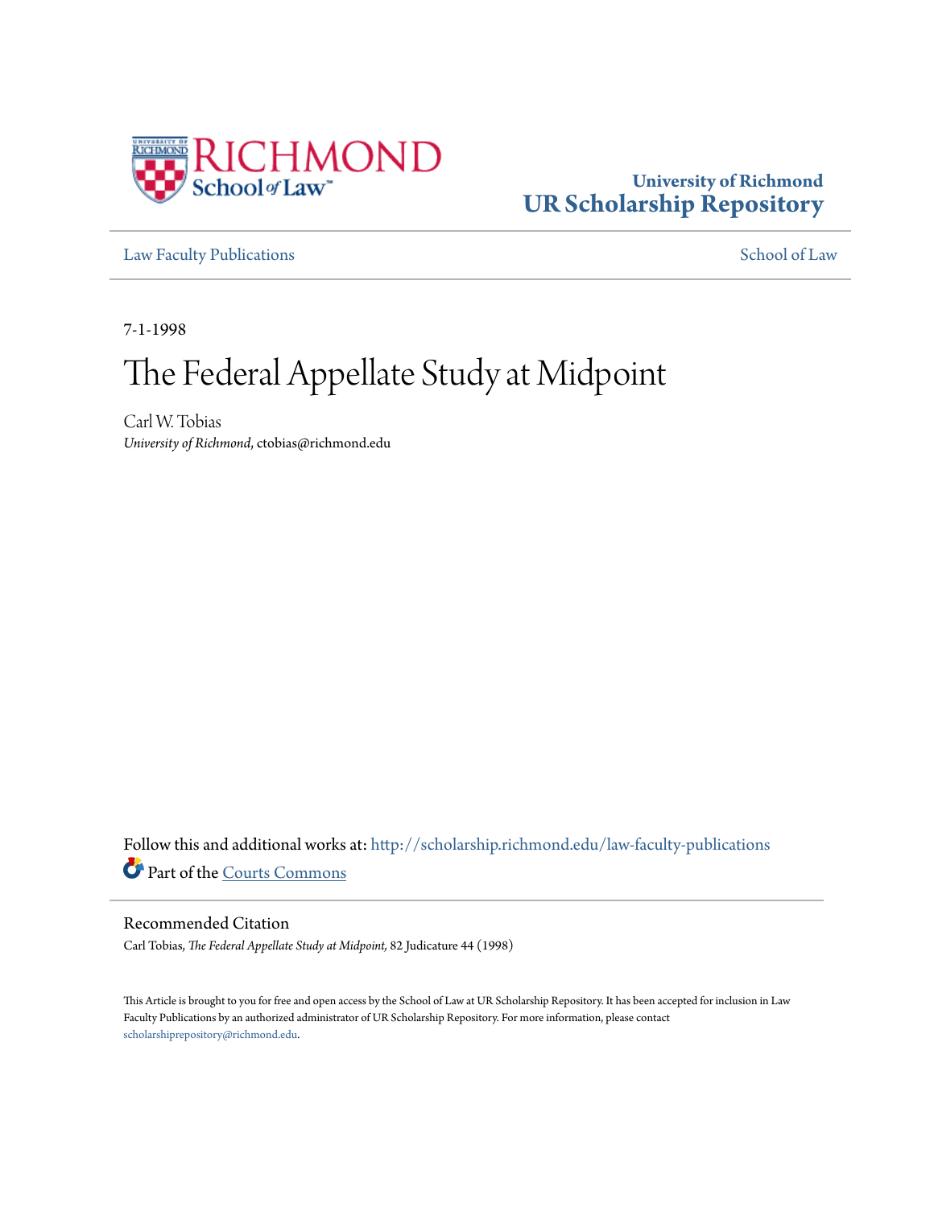University of Richmond
**UR Scholarship Repository**

Law Faculty Publications | School of Law

7-1-1998

# The Federal Appellate Study at Midpoint

Carl W. Tobias
*University of Richmond*, ctobias@richmond.edu

Follow this and additional works at: http://scholarship.richmond.edu/law-faculty-publications

Part of the Courts Commons

## Recommended Citation

Carl Tobias, *The Federal Appellate Study at Midpoint,* 82 Judicature 44 (1998)

This Article is brought to you for free and open access by the School of Law at UR Scholarship Repository. It has been accepted for inclusion in Law Faculty Publications by an authorized administrator of UR Scholarship Repository. For more information, please contact scholarshiprepository@richmond.edu.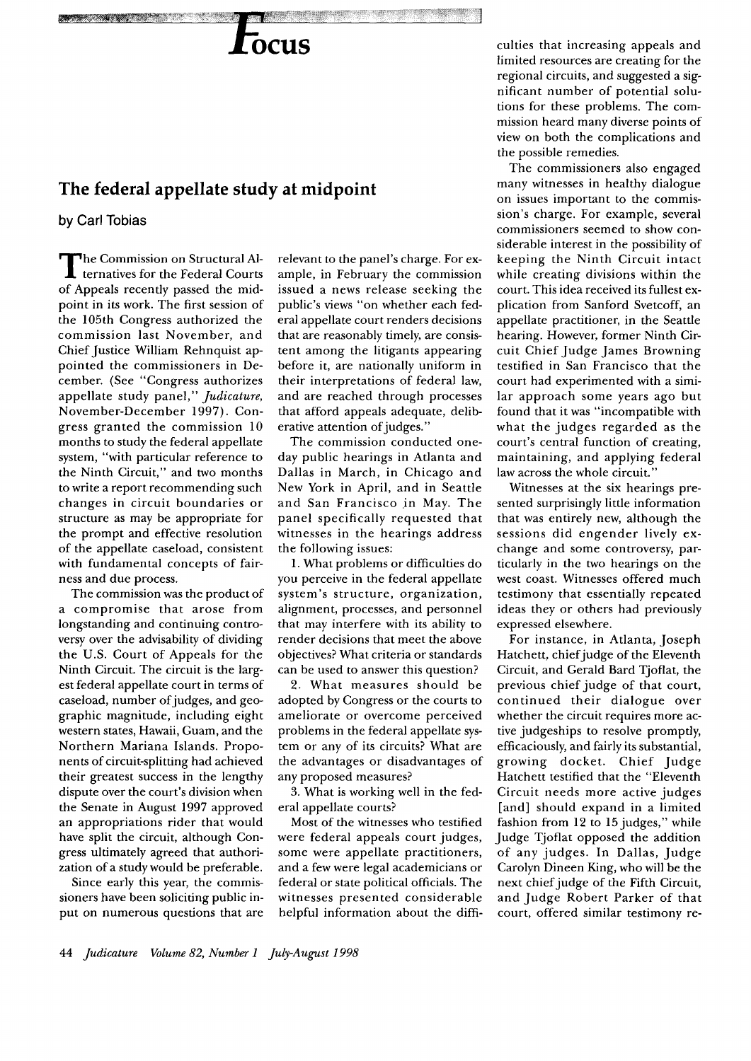# Focus

## The federal appellate study at midpoint

**by Carl Tobias**

The Commission on Structural Alternatives for the Federal Courts of Appeals recently passed the midpoint in its work. The first session of the 105th Congress authorized the commission last November, and Chief Justice William Rehnquist appointed the commissioners in December. (See "Congress authorizes appellate study panel," *Judicature*, November-December 1997). Congress granted the commission 10 months to study the federal appellate system, "with particular reference to the Ninth Circuit," and two months to write a report recommending such changes in circuit boundaries or structure as may be appropriate for the prompt and effective resolution of the appellate caseload, consistent with fundamental concepts of fairness and due process.

The commission was the product of a compromise that arose from longstanding and continuing controversy over the advisability of dividing the U.S. Court of Appeals for the Ninth Circuit. The circuit is the largest federal appellate court in terms of caseload, number of judges, and geographic magnitude, including eight western states, Hawaii, Guam, and the Northern Mariana Islands. Proponents of circuit-splitting had achieved their greatest success in the lengthy dispute over the court's division when the Senate in August 1997 approved an appropriations rider that would have split the circuit, although Congress ultimately agreed that authorization of a study would be preferable.

Since early this year, the commissioners have been soliciting public input on numerous questions that are relevant to the panel's charge. For example, in February the commission issued a news release seeking the public's views "on whether each federal appellate court renders decisions that are reasonably timely, are consistent among the litigants appearing before it, are nationally uniform in their interpretations of federal law, and are reached through processes that afford appeals adequate, deliberative attention of judges."

The commission conducted one-day public hearings in Atlanta and Dallas in March, in Chicago and New York in April, and in Seattle and San Francisco in May. The panel specifically requested that witnesses in the hearings address the following issues:

1. What problems or difficulties do you perceive in the federal appellate system's structure, organization, alignment, processes, and personnel that may interfere with its ability to render decisions that meet the above objectives? What criteria or standards can be used to answer this question?

2. What measures should be adopted by Congress or the courts to ameliorate or overcome perceived problems in the federal appellate system or any of its circuits? What are the advantages or disadvantages of any proposed measures?

3. What is working well in the federal appellate courts?

Most of the witnesses who testified were federal appeals court judges, some were appellate practitioners, and a few were legal academicians or federal or state political officials. The witnesses presented considerable helpful information about the difficulties that increasing appeals and limited resources are creating for the regional circuits, and suggested a significant number of potential solutions for these problems. The commission heard many diverse points of view on both the complications and the possible remedies.

The commissioners also engaged many witnesses in healthy dialogue on issues important to the commission's charge. For example, several commissioners seemed to show considerable interest in the possibility of keeping the Ninth Circuit intact while creating divisions within the court. This idea received its fullest explication from Sanford Svetcoff, an appellate practitioner, in the Seattle hearing. However, former Ninth Circuit Chief Judge James Browning testified in San Francisco that the court had experimented with a similar approach some years ago but found that it was "incompatible with what the judges regarded as the court's central function of creating, maintaining, and applying federal law across the whole circuit."

Witnesses at the six hearings presented surprisingly little information that was entirely new, although the sessions did engender lively exchange and some controversy, particularly in the two hearings on the west coast. Witnesses offered much testimony that essentially repeated ideas they or others had previously expressed elsewhere.

For instance, in Atlanta, Joseph Hatchett, chief judge of the Eleventh Circuit, and Gerald Bard Tjoflat, the previous chief judge of that court, continued their dialogue over whether the circuit requires more active judgeships to resolve promptly, efficaciously, and fairly its substantial, growing docket. Chief Judge Hatchett testified that the "Eleventh Circuit needs more active judges [and] should expand in a limited fashion from 12 to 15 judges," while Judge Tjoflat opposed the addition of any judges. In Dallas, Judge Carolyn Dineen King, who will be the next chief judge of the Fifth Circuit, and Judge Robert Parker of that court, offered similar testimony re-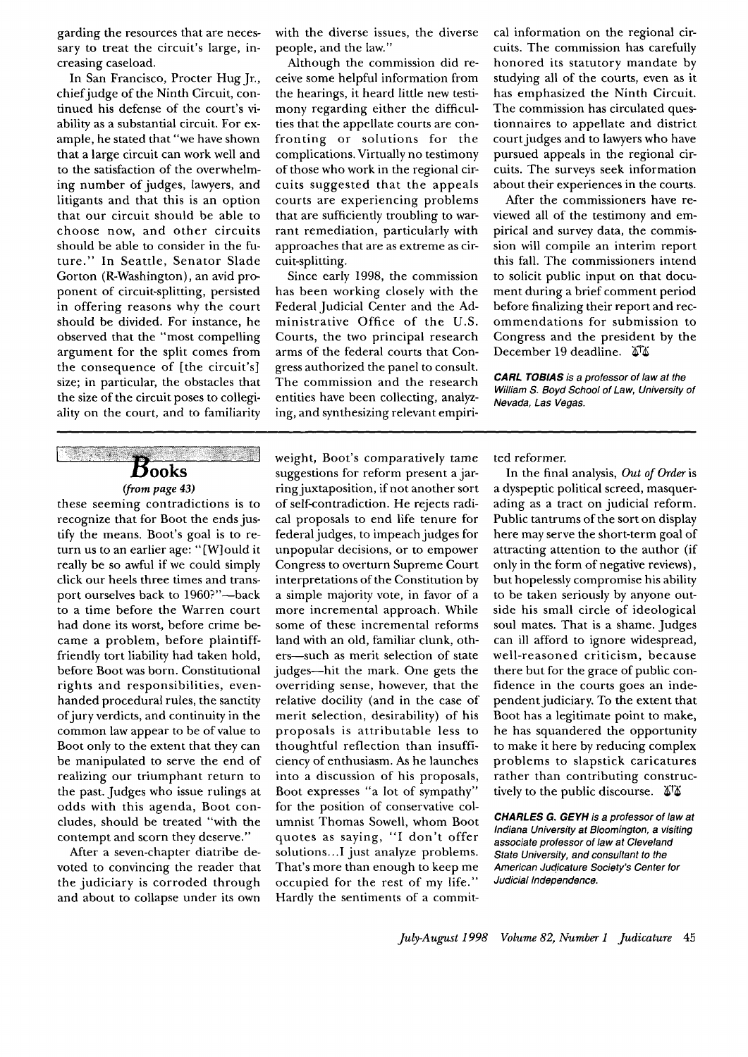garding the resources that are necessary to treat the circuit's large, increasing caseload.

In San Francisco, Procter Hug Jr., chief judge of the Ninth Circuit, continued his defense of the court's viability as a substantial circuit. For example, he stated that "we have shown that a large circuit can work well and to the satisfaction of the overwhelming number of judges, lawyers, and litigants and that this is an option that our circuit should be able to choose now, and other circuits should be able to consider in the future." In Seattle, Senator Slade Gorton (R-Washington), an avid proponent of circuit-splitting, persisted in offering reasons why the court should be divided. For instance, he observed that the "most compelling argument for the split comes from the consequence of [the circuit's] size; in particular, the obstacles that the size of the circuit poses to collegiality on the court, and to familiarity with the diverse issues, the diverse people, and the law."

Although the commission did receive some helpful information from the hearings, it heard little new testimony regarding either the difficulties that the appellate courts are confronting or solutions for the complications. Virtually no testimony of those who work in the regional circuits suggested that the appeals courts are experiencing problems that are sufficiently troubling to warrant remediation, particularly with approaches that are as extreme as circuit-splitting.

Since early 1998, the commission has been working closely with the Federal Judicial Center and the Administrative Office of the U.S. Courts, the two principal research arms of the federal courts that Congress authorized the panel to consult. The commission and the research entities have been collecting, analyzing, and synthesizing relevant empirical information on the regional circuits. The commission has carefully honored its statutory mandate by studying all of the courts, even as it has emphasized the Ninth Circuit. The commission has circulated questionnaires to appellate and district court judges and to lawyers who have pursued appeals in the regional circuits. The surveys seek information about their experiences in the courts.

After the commissioners have reviewed all of the testimony and empirical and survey data, the commission will compile an interim report this fall. The commissioners intend to solicit public input on that document during a brief comment period before finalizing their report and recommendations for submission to Congress and the president by the December 19 deadline.

***CARL TOBIAS** is a professor of law at the William S. Boyd School of Law, University of Nevada, Las Vegas.*

## Books

*(from page 43)*

these seeming contradictions is to recognize that for Boot the ends justify the means. Boot's goal is to return us to an earlier age: "[W]ould it really be so awful if we could simply click our heels three times and transport ourselves back to 1960?"—back to a time before the Warren court had done its worst, before crime became a problem, before plaintiff-friendly tort liability had taken hold, before Boot was born. Constitutional rights and responsibilities, even-handed procedural rules, the sanctity of jury verdicts, and continuity in the common law appear to be of value to Boot only to the extent that they can be manipulated to serve the end of realizing our triumphant return to the past. Judges who issue rulings at odds with this agenda, Boot concludes, should be treated "with the contempt and scorn they deserve."

After a seven-chapter diatribe devoted to convincing the reader that the judiciary is corroded through and about to collapse under its own weight, Boot's comparatively tame suggestions for reform present a jarring juxtaposition, if not another sort of self-contradiction. He rejects radical proposals to end life tenure for federal judges, to impeach judges for unpopular decisions, or to empower Congress to overturn Supreme Court interpretations of the Constitution by a simple majority vote, in favor of a more incremental approach. While some of these incremental reforms land with an old, familiar clunk, others—such as merit selection of state judges—hit the mark. One gets the overriding sense, however, that the relative docility (and in the case of merit selection, desirability) of his proposals is attributable less to thoughtful reflection than insufficiency of enthusiasm. As he launches into a discussion of his proposals, Boot expresses "a lot of sympathy" for the position of conservative columnist Thomas Sowell, whom Boot quotes as saying, "I don't offer solutions...I just analyze problems. That's more than enough to keep me occupied for the rest of my life." Hardly the sentiments of a committed reformer.

In the final analysis, *Out of Order* is a dyspeptic political screed, masquerading as a tract on judicial reform. Public tantrums of the sort on display here may serve the short-term goal of attracting attention to the author (if only in the form of negative reviews), but hopelessly compromise his ability to be taken seriously by anyone outside his small circle of ideological soul mates. That is a shame. Judges can ill afford to ignore widespread, well-reasoned criticism, because there but for the grace of public confidence in the courts goes an independent judiciary. To the extent that Boot has a legitimate point to make, he has squandered the opportunity to make it here by reducing complex problems to slapstick caricatures rather than contributing constructively to the public discourse.

***CHARLES G. GEYH** is a professor of law at Indiana University at Bloomington, a visiting associate professor of law at Cleveland State University, and consultant to the American Judicature Society's Center for Judicial Independence.*